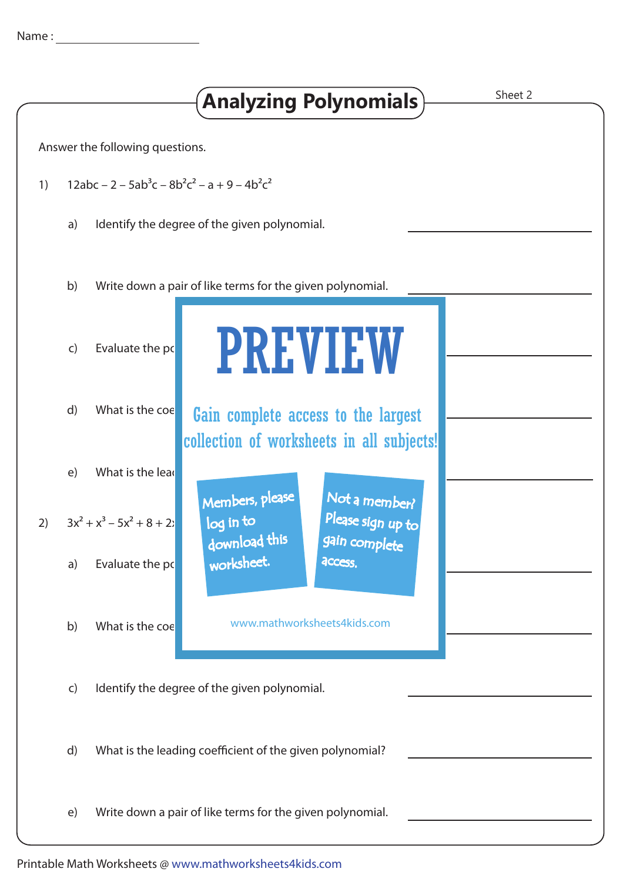Name : ____________________

# Analyzing Polynomials

Sheet 2

Answer the following questions.

1) $12abc - 2 - 5ab^3c - 8b^2c^2 - a + 9 - 4b^2c^2$

a) Identify the degree of the given polynomial. ____________________

b) Write down a pair of like terms for the given polynomial. ____________________

c) Evaluate the pc ____________________

d) What is the coe ____________________

e) What is the lea ____________________

2) $3x^2 + x^3 - 5x^2 + 8 + 2x$

a) Evaluate the pc ____________________

b) What is the coe ____________________

c) Identify the degree of the given polynomial. ____________________

d) What is the leading coefficient of the given polynomial? ____________________

e) Write down a pair of like terms for the given polynomial. ____________________

PREVIEW

Gain complete access to the largest collection of worksheets in all subjects!

Members, please log in to download this worksheet.

Not a member? Please sign up to gain complete access.

www.mathworksheets4kids.com

Printable Math Worksheets @ www.mathworksheets4kids.com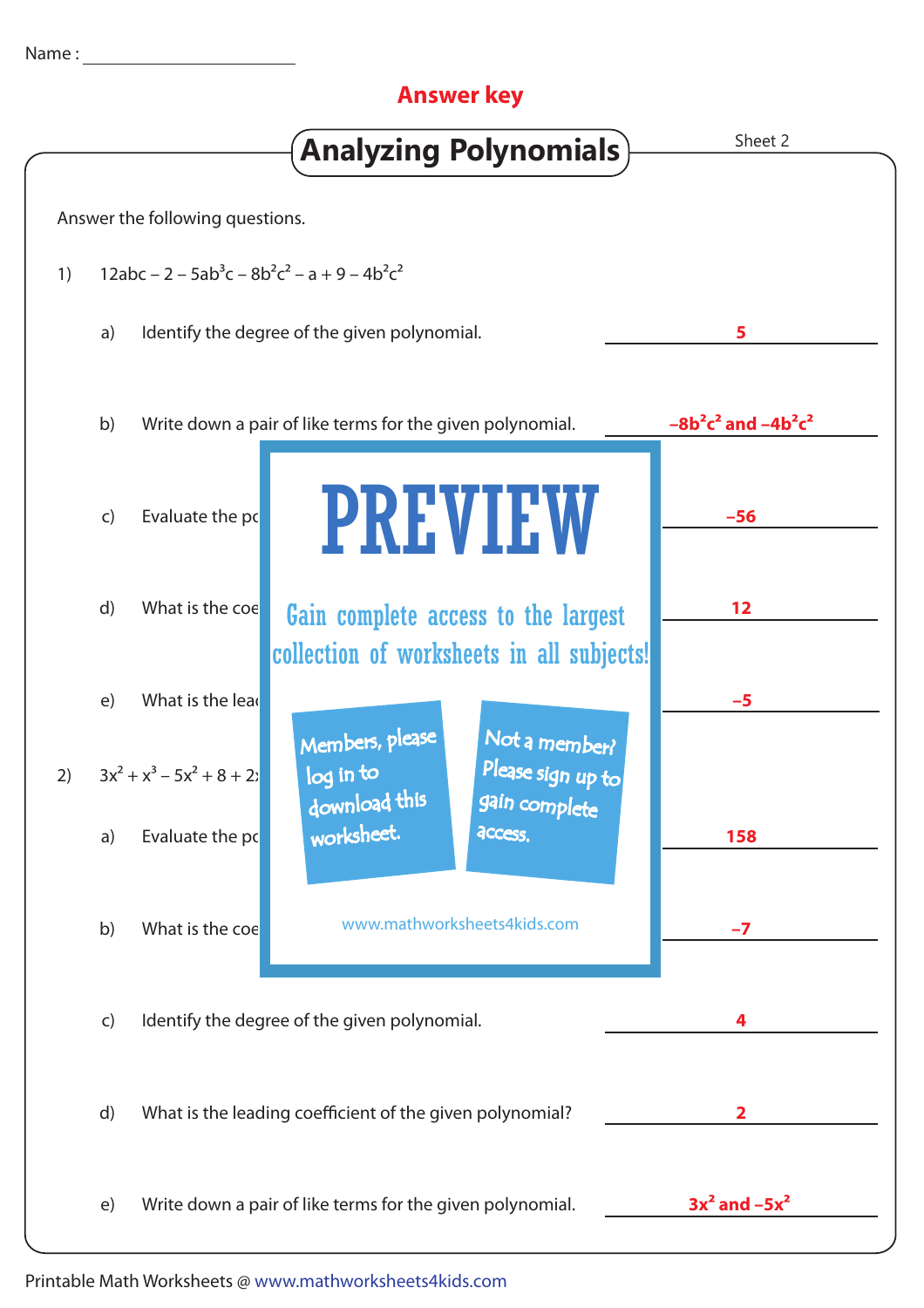Name : ____________________

**Answer key**

# Analyzing Polynomials

Sheet 2

Answer the following questions.

1) $12abc - 2 - 5ab^3c - 8b^2c^2 - a + 9 - 4b^2c^2$

a) Identify the degree of the given polynomial. **5**

b) Write down a pair of like terms for the given polynomial. **$-8b^2c^2$ and $-4b^2c^2$**

c) Evaluate the pc **$-56$**

d) What is the coe **12**

e) What is the lea **$-5$**

2) $3x^2 + x^3 - 5x^2 + 8 + 2x$

a) Evaluate the pc **158**

b) What is the coe **$-7$**

c) Identify the degree of the given polynomial. **4**

d) What is the leading coefficient of the given polynomial? **2**

e) Write down a pair of like terms for the given polynomial. **$3x^2$ and $-5x^2$**

PREVIEW

Gain complete access to the largest collection of worksheets in all subjects!

Members, please log in to download this worksheet.

Not a member? Please sign up to gain complete access.

www.mathworksheets4kids.com

Printable Math Worksheets @ www.mathworksheets4kids.com